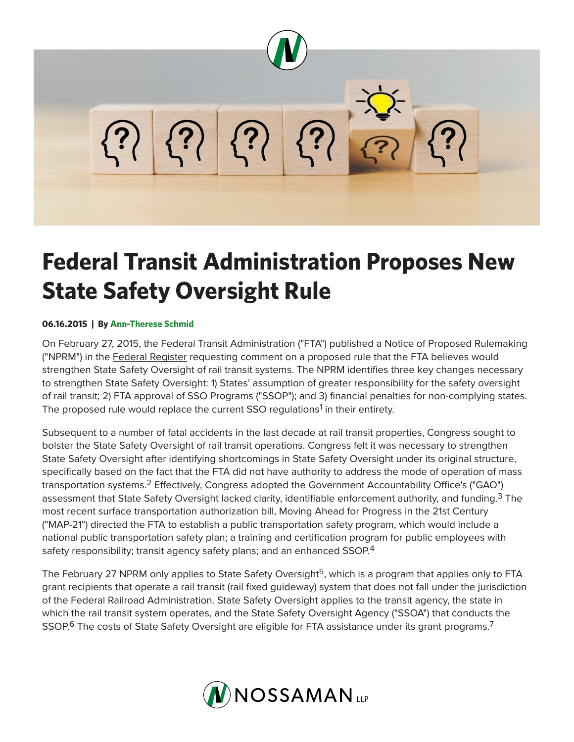# Federal Transit Administration Proposes New State Safety Oversight Rule

**06.16.2015 | By Ann-Therese Schmid**

On February 27, 2015, the Federal Transit Administration ("FTA") published a Notice of Proposed Rulemaking ("NPRM") in the Federal Register requesting comment on a proposed rule that the FTA believes would strengthen State Safety Oversight of rail transit systems. The NPRM identifies three key changes necessary to strengthen State Safety Oversight: 1) States' assumption of greater responsibility for the safety oversight of rail transit; 2) FTA approval of SSO Programs ("SSOP"); and 3) financial penalties for non-complying states. The proposed rule would replace the current SSO regulations[1] in their entirety.

Subsequent to a number of fatal accidents in the last decade at rail transit properties, Congress sought to bolster the State Safety Oversight of rail transit operations. Congress felt it was necessary to strengthen State Safety Oversight after identifying shortcomings in State Safety Oversight under its original structure, specifically based on the fact that the FTA did not have authority to address the mode of operation of mass transportation systems.[2] Effectively, Congress adopted the Government Accountability Office's ("GAO") assessment that State Safety Oversight lacked clarity, identifiable enforcement authority, and funding.[3] The most recent surface transportation authorization bill, Moving Ahead for Progress in the 21st Century ("MAP-21") directed the FTA to establish a public transportation safety program, which would include a national public transportation safety plan; a training and certification program for public employees with safety responsibility; transit agency safety plans; and an enhanced SSOP.[4]

The February 27 NPRM only applies to State Safety Oversight[5], which is a program that applies only to FTA grant recipients that operate a rail transit (rail fixed guideway) system that does not fall under the jurisdiction of the Federal Railroad Administration. State Safety Oversight applies to the transit agency, the state in which the rail transit system operates, and the State Safety Oversight Agency ("SSOA") that conducts the SSOP.[6] The costs of State Safety Oversight are eligible for FTA assistance under its grant programs.[7]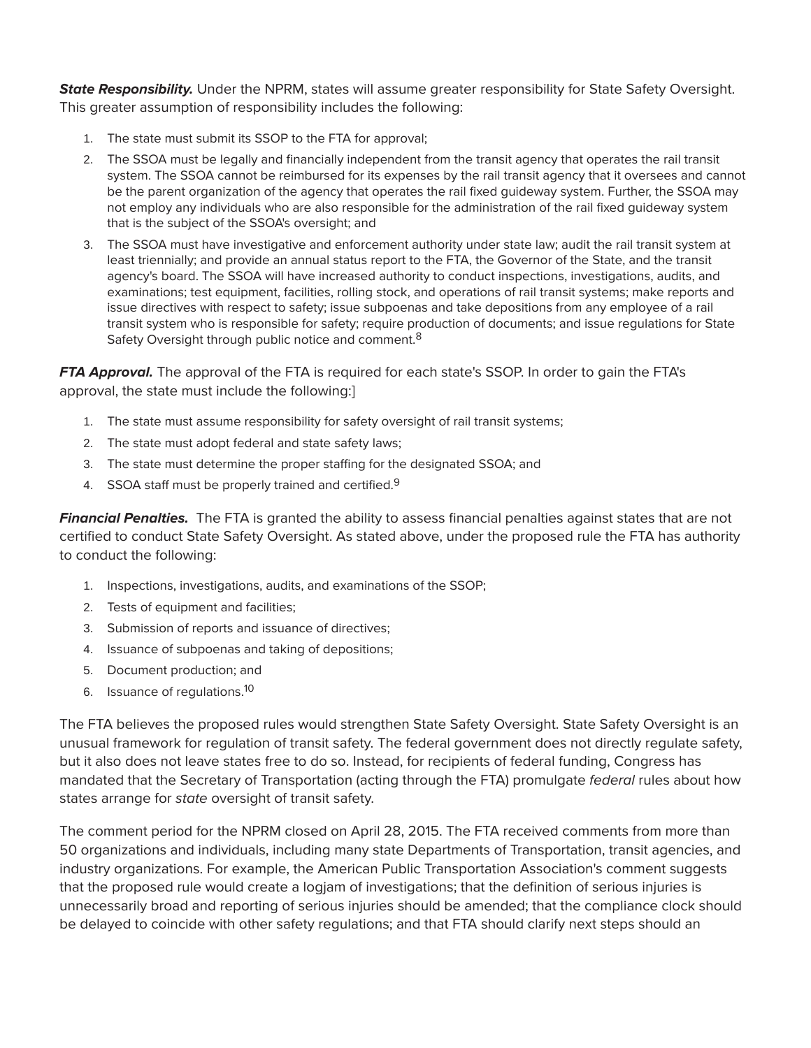***State Responsibility.*** Under the NPRM, states will assume greater responsibility for State Safety Oversight. This greater assumption of responsibility includes the following:

1. The state must submit its SSOP to the FTA for approval;
2. The SSOA must be legally and financially independent from the transit agency that operates the rail transit system. The SSOA cannot be reimbursed for its expenses by the rail transit agency that it oversees and cannot be the parent organization of the agency that operates the rail fixed guideway system. Further, the SSOA may not employ any individuals who are also responsible for the administration of the rail fixed guideway system that is the subject of the SSOA's oversight; and
3. The SSOA must have investigative and enforcement authority under state law; audit the rail transit system at least triennially; and provide an annual status report to the FTA, the Governor of the State, and the transit agency's board. The SSOA will have increased authority to conduct inspections, investigations, audits, and examinations; test equipment, facilities, rolling stock, and operations of rail transit systems; make reports and issue directives with respect to safety; issue subpoenas and take depositions from any employee of a rail transit system who is responsible for safety; require production of documents; and issue regulations for State Safety Oversight through public notice and comment.[8]

***FTA Approval.*** The approval of the FTA is required for each state's SSOP. In order to gain the FTA's approval, the state must include the following:]

1. The state must assume responsibility for safety oversight of rail transit systems;
2. The state must adopt federal and state safety laws;
3. The state must determine the proper staffing for the designated SSOA; and
4. SSOA staff must be properly trained and certified.[9]

***Financial Penalties.*** The FTA is granted the ability to assess financial penalties against states that are not certified to conduct State Safety Oversight. As stated above, under the proposed rule the FTA has authority to conduct the following:

1. Inspections, investigations, audits, and examinations of the SSOP;
2. Tests of equipment and facilities;
3. Submission of reports and issuance of directives;
4. Issuance of subpoenas and taking of depositions;
5. Document production; and
6. Issuance of regulations.[10]

The FTA believes the proposed rules would strengthen State Safety Oversight. State Safety Oversight is an unusual framework for regulation of transit safety. The federal government does not directly regulate safety, but it also does not leave states free to do so. Instead, for recipients of federal funding, Congress has mandated that the Secretary of Transportation (acting through the FTA) promulgate *federal* rules about how states arrange for *state* oversight of transit safety.

The comment period for the NPRM closed on April 28, 2015. The FTA received comments from more than 50 organizations and individuals, including many state Departments of Transportation, transit agencies, and industry organizations. For example, the American Public Transportation Association's comment suggests that the proposed rule would create a logjam of investigations; that the definition of serious injuries is unnecessarily broad and reporting of serious injuries should be amended; that the compliance clock should be delayed to coincide with other safety regulations; and that FTA should clarify next steps should an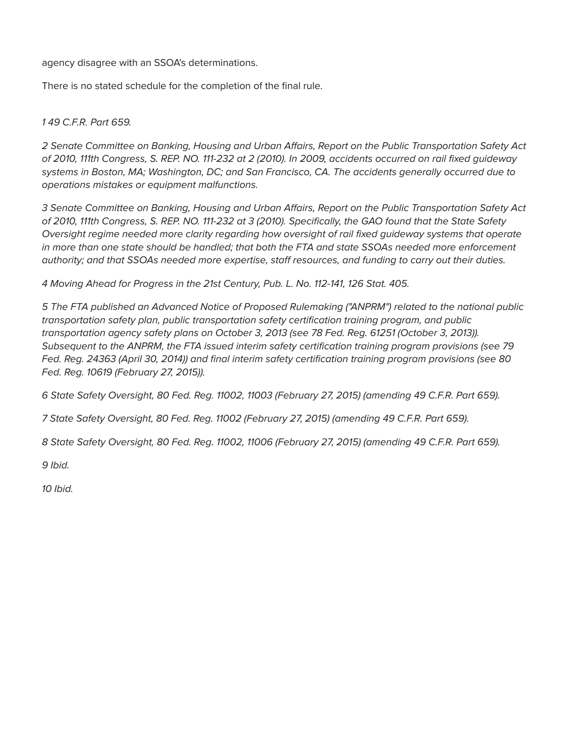agency disagree with an SSOA's determinations.

There is no stated schedule for the completion of the final rule.

*1 49 C.F.R. Part 659.*

*2 Senate Committee on Banking, Housing and Urban Affairs, Report on the Public Transportation Safety Act of 2010, 111th Congress, S. REP. NO. 111-232 at 2 (2010). In 2009, accidents occurred on rail fixed guideway systems in Boston, MA; Washington, DC; and San Francisco, CA. The accidents generally occurred due to operations mistakes or equipment malfunctions.*

*3 Senate Committee on Banking, Housing and Urban Affairs, Report on the Public Transportation Safety Act of 2010, 111th Congress, S. REP. NO. 111-232 at 3 (2010). Specifically, the GAO found that the State Safety Oversight regime needed more clarity regarding how oversight of rail fixed guideway systems that operate in more than one state should be handled; that both the FTA and state SSOAs needed more enforcement authority; and that SSOAs needed more expertise, staff resources, and funding to carry out their duties.*

*4 Moving Ahead for Progress in the 21st Century, Pub. L. No. 112-141, 126 Stat. 405.*

*5 The FTA published an Advanced Notice of Proposed Rulemaking ("ANPRM") related to the national public transportation safety plan, public transportation safety certification training program, and public transportation agency safety plans on October 3, 2013 (see 78 Fed. Reg. 61251 (October 3, 2013)). Subsequent to the ANPRM, the FTA issued interim safety certification training program provisions (see 79 Fed. Reg. 24363 (April 30, 2014)) and final interim safety certification training program provisions (see 80 Fed. Reg. 10619 (February 27, 2015)).*

*6 State Safety Oversight, 80 Fed. Reg. 11002, 11003 (February 27, 2015) (amending 49 C.F.R. Part 659).*

*7 State Safety Oversight, 80 Fed. Reg. 11002 (February 27, 2015) (amending 49 C.F.R. Part 659).*

*8 State Safety Oversight, 80 Fed. Reg. 11002, 11006 (February 27, 2015) (amending 49 C.F.R. Part 659).*

*9 Ibid.*

*10 Ibid.*